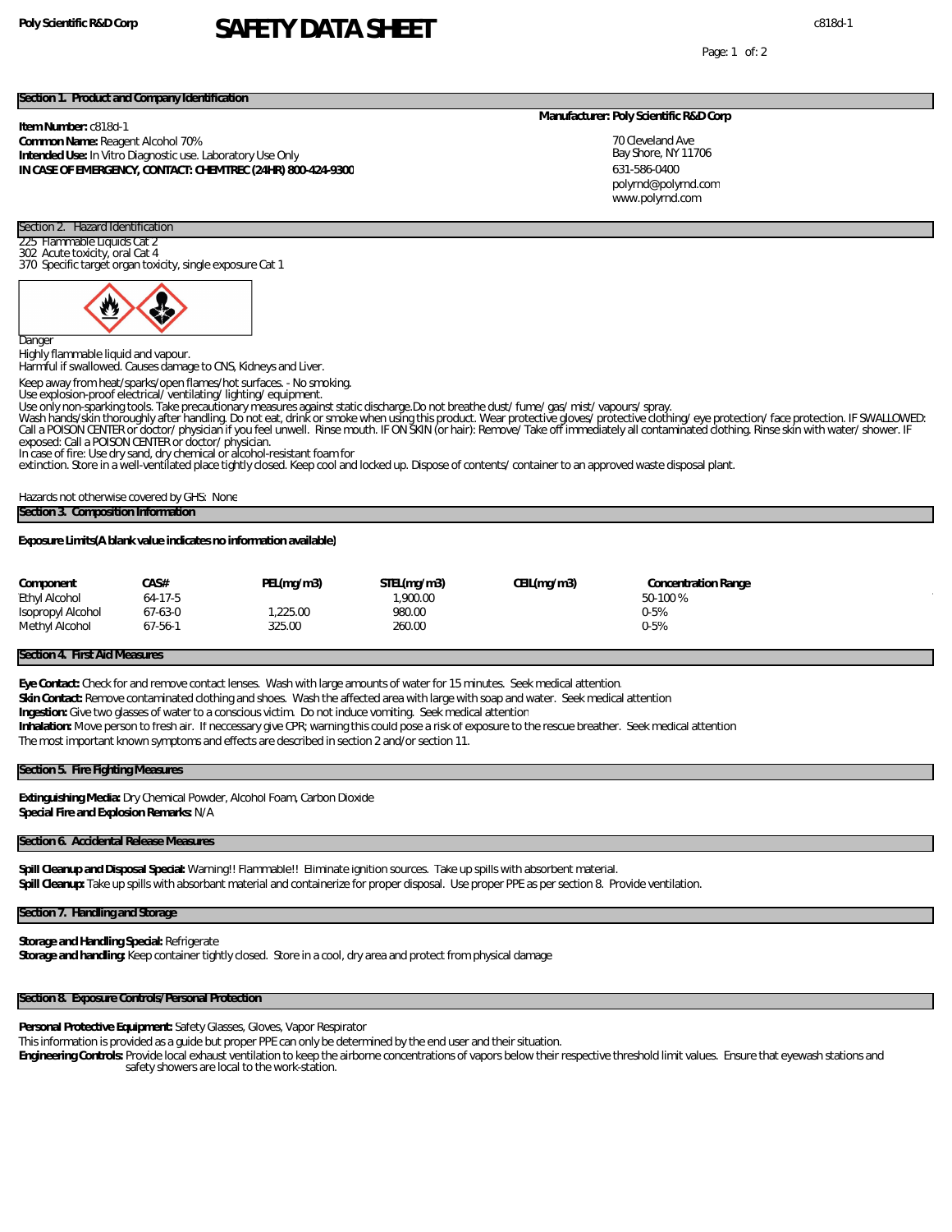Poly Scientific R&D Corp

# SAFETY DATA SHEET

c818d-1

## Section 1. Product and Company Identification

**Item Number:** c818d-1
**Common Name:** Reagent Alcohol 70%
**Intended Use:** In Vitro Diagnostic use. Laboratory Use Only
**IN CASE OF EMERGENCY, CONTACT: CHEMTREC (24HR) 800-424-9300**

**Manufacturer: Poly Scientific R&D Corp**

70 Cleveland Ave
Bay Shore, NY 11706
631-586-0400
polyrnd@polyrnd.com
www.polyrnd.com

## Section 2. Hazard Identification

225 Flammable Liquids Cat 2
302 Acute toxicity, oral Cat 4
370 Specific target organ toxicity, single exposure Cat 1

Danger
Highly flammable liquid and vapour.
Harmful if swallowed. Causes damage to CNS, Kidneys and Liver.

Keep away from heat/sparks/open flames/hot surfaces. - No smoking.
Use explosion-proof electrical/ventilating/lighting/equipment.
Use only non-sparking tools. Take precautionary measures against static discharge.Do not breathe dust/fume/gas/mist/vapours/spray.
Wash hands/skin thoroughly after handling. Do not eat, drink or smoke when using this product. Wear protective gloves/protective clothing/eye protection/face protection. IF SWALLOWED: Call a POISON CENTER or doctor/physician if you feel unwell. Rinse mouth. IF ON SKIN (or hair): Remove/Take off immediately all contaminated clothing. Rinse skin with water/shower. IF exposed: Call a POISON CENTER or doctor/physician.
In case of fire: Use dry sand, dry chemical or alcohol-resistant foam for extinction. Store in a well-ventilated place tightly closed. Keep cool and locked up. Dispose of contents/container to an approved waste disposal plant.

Hazards not otherwise covered by GHS: None

## Section 3. Composition Information

**Exposure Limits(A blank value indicates no information available)**

| Component | CAS# | PEL(mg/m3) | STEL(mg/m3) | CEIL(mg/m3) | Concentration Range |
|---|---|---|---|---|---|
| Ethyl Alcohol | 64-17-5 | | 1,900.00 | | 50-100 % |
| Isopropyl Alcohol | 67-63-0 | 1,225.00 | 980.00 | | 0-5% |
| Methyl Alcohol | 67-56-1 | 325.00 | 260.00 | | 0-5% |

## Section 4. First Aid Measures

**Eye Contact:** Check for and remove contact lenses. Wash with large amounts of water for 15 minutes. Seek medical attention.
**Skin Contact:** Remove contaminated clothing and shoes. Wash the affected area with large with soap and water. Seek medical attention
**Ingestion:** Give two glasses of water to a conscious victim. Do not induce vomiting. Seek medical attention
**Inhalation:** Move person to fresh air. If neccessary give CPR; warning this could pose a risk of exposure to the rescue breather. Seek medical attention
The most important known symptoms and effects are described in section 2 and/or section 11.

## Section 5. Fire Fighting Measures

**Extinguishing Media:** Dry Chemical Powder, Alcohol Foam, Carbon Dioxide
**Special Fire and Explosion Remarks:** N/A

## Section 6. Accidental Release Measures

**Spill Cleanup and Disposal Special:** Warning!! Flammable!! Eliminate ignition sources. Take up spills with absorbent material.
**Spill Cleanup:** Take up spills with absorbant material and containerize for proper disposal. Use proper PPE as per section 8. Provide ventilation.

## Section 7. Handling and Storage

**Storage and Handling Special:** Refrigerate
**Storage and handling:** Keep container tightly closed. Store in a cool, dry area and protect from physical damage

## Section 8. Exposure Controls/Personal Protection

**Personal Protective Equipment:** Safety Glasses, Gloves, Vapor Respirator
This information is provided as a guide but proper PPE can only be determined by the end user and their situation.
**Engineering Controls:** Provide local exhaust ventilation to keep the airborne concentrations of vapors below their respective threshold limit values. Ensure that eyewash stations and safety showers are local to the work-station.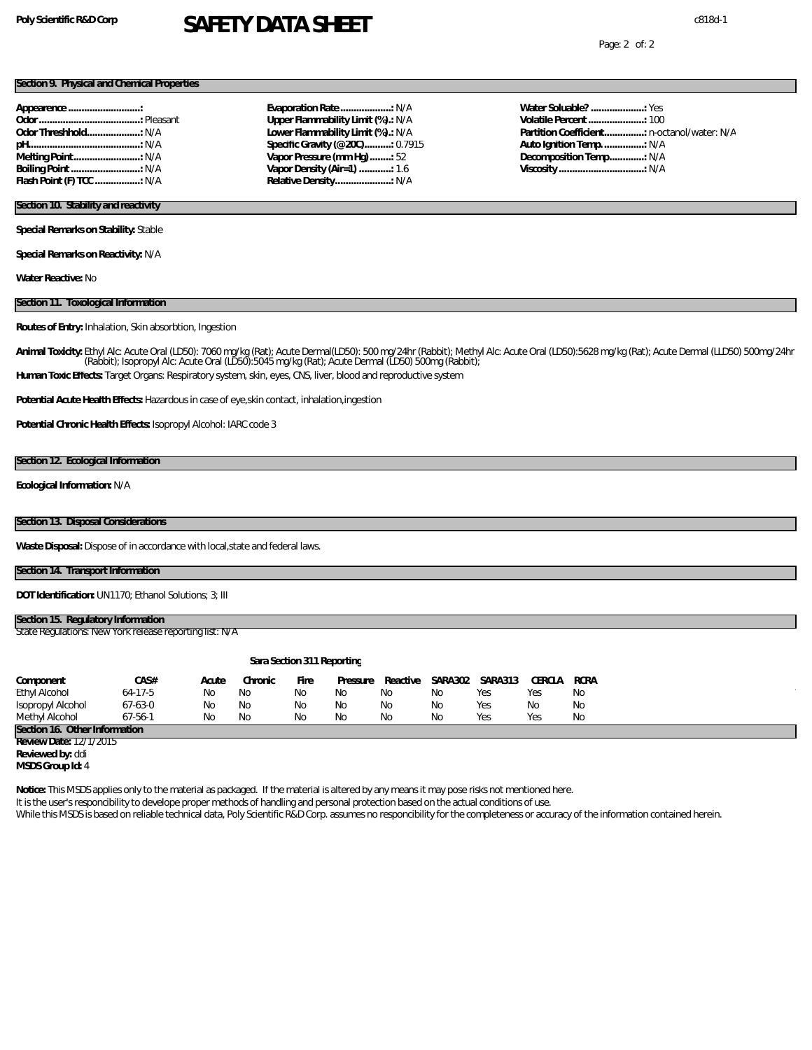## Section 9. Physical and Chemical Properties

**Appearence ..........................:**
**Odor......................................:** Pleasant
**Odor Threshhold....................:** N/A
**pH.........................................:** N/A
**Melting Point.........................:** N/A
**Boiling Point ..........................:** N/A
**Flash Point (F) TCC .................:** N/A

**Evaporation Rate ...................:** N/A
**Upper Flammability Limit (%)..:** N/A
**Lower Flammability Limit (%)..:** N/A
**Specific Gravity (@20C)..........:** 0.7915
**Vapor Pressure (mm Hg) ........:** 52
**Vapor Density (Air=1) ............:** 1.6
**Relative Density....................:** N/A

**Water Soluable? ....................:** Yes
**Volatile Percent .....................:** 100
**Partition Coefficient...............:** n-octanol/water: N/A
**Auto Ignition Temp. ...............:** N/A
**Decomposition Temp.............:** N/A
**Viscosity ................................:** N/A

## Section 10. Stability and reactivity

**Special Remarks on Stability:** Stable

**Special Remarks on Reactivity:** N/A

**Water Reactive:** No

## Section 11. Toxological Information

**Routes of Entry:** Inhalation, Skin absorbtion, Ingestion

**Animal Toxicity:** Ethyl Alc: Acute Oral (LD50): 7060 mg/kg (Rat); Acute Dermal(LD50): 500 mg/24hr (Rabbit); Methyl Alc: Acute Oral (LD50):5628 mg/kg (Rat); Acute Dermal (LLD50) 500mg/24hr (Rabbit); Isopropyl Alc: Acute Oral (LD50):5045 mg/kg (Rat); Acute Dermal (LD50) 500mg (Rabbit);

**Human Toxic Effects:** Target Organs: Respiratory system, skin, eyes, CNS, liver, blood and reproductive system

**Potential Acute Health Effects:** Hazardous in case of eye,skin contact, inhalation,ingestion

**Potential Chronic Health Effects:** Isopropyl Alcohol: IARC code 3

## Section 12. Ecological Information

**Ecological Information:** N/A

## Section 13. Disposal Considerations

**Waste Disposal:** Dispose of in accordance with local,state and federal laws.

## Section 14. Transport Information

**DOT Identification:** UN1170; Ethanol Solutions; 3; III

## Section 15. Regulatory Information

State Regulations: New York release reporting list: N/A

**Sara Section 311 Reporting**

| Component | CAS# | Acute | Chronic | Fire | Pressure | Reactive | SARA302 | SARA313 | CERCLA | RCRA |
|---|---|---|---|---|---|---|---|---|---|---|
| Ethyl Alcohol | 64-17-5 | No | No | No | No | No | No | Yes | Yes | No |
| Isopropyl Alcohol | 67-63-0 | No | No | No | No | No | No | Yes | No | No |
| Methyl Alcohol | 67-56-1 | No | No | No | No | No | No | Yes | Yes | No |

## Section 16. Other Information

**Review Date:** 12/1/2015
**Reviewed by:** ddi
**MSDS Group Id:** 4

**Notice:** This MSDS applies only to the material as packaged. If the material is altered by any means it may pose risks not mentioned here.
It is the user's responcibility to develope proper methods of handling and personal protection based on the actual conditions of use.
While this MSDS is based on reliable technical data, Poly Scientific R&D Corp. assumes no responcibility for the completeness or accuracy of the information contained herein.